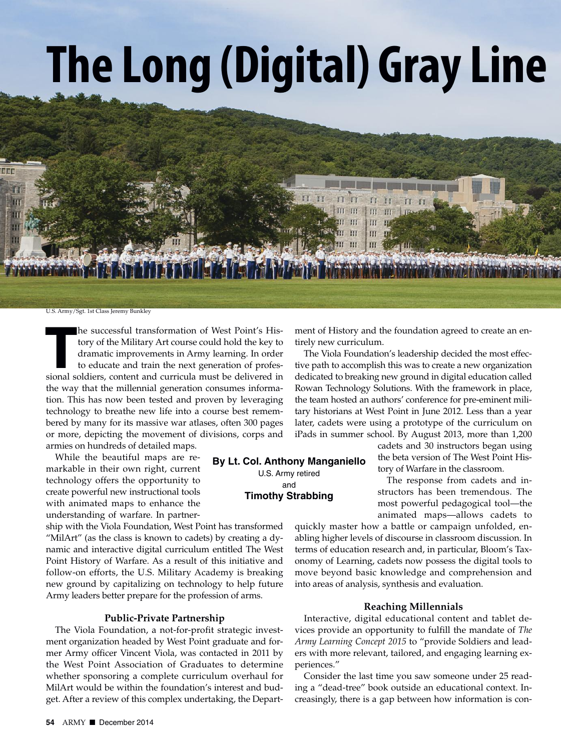# The Long (Digital) Gray Line

U.S. Army/Sgt. 1st Class Jeremy Bunkley

**By Lt. Col. Anthony Manganiello**
U.S. Army retired
and
**Timothy Strabbing**

The successful transformation of West Point's History of the Military Art course could hold the key to dramatic improvements in Army learning. In order to educate and train the next generation of professional soldiers, content and curricula must be delivered in the way that the millennial generation consumes information. This has now been tested and proven by leveraging technology to breathe new life into a course best remembered by many for its massive war atlases, often 300 pages or more, depicting the movement of divisions, corps and armies on hundreds of detailed maps.

While the beautiful maps are remarkable in their own right, current technology offers the opportunity to create powerful new instructional tools with animated maps to enhance the understanding of warfare. In partnership with the Viola Foundation, West Point has transformed "MilArt" (as the class is known to cadets) by creating a dynamic and interactive digital curriculum entitled The West Point History of Warfare. As a result of this initiative and follow-on efforts, the U.S. Military Academy is breaking new ground by capitalizing on technology to help future Army leaders better prepare for the profession of arms.

### Public-Private Partnership

The Viola Foundation, a not-for-profit strategic investment organization headed by West Point graduate and former Army officer Vincent Viola, was contacted in 2011 by the West Point Association of Graduates to determine whether sponsoring a complete curriculum overhaul for MilArt would be within the foundation's interest and budget. After a review of this complex undertaking, the Department of History and the foundation agreed to create an entirely new curriculum.

The Viola Foundation's leadership decided the most effective path to accomplish this was to create a new organization dedicated to breaking new ground in digital education called Rowan Technology Solutions. With the framework in place, the team hosted an authors' conference for pre-eminent military historians at West Point in June 2012. Less than a year later, cadets were using a prototype of the curriculum on iPads in summer school. By August 2013, more than 1,200 cadets and 30 instructors began using the beta version of The West Point History of Warfare in the classroom.

The response from cadets and instructors has been tremendous. The most powerful pedagogical tool—the animated maps—allows cadets to quickly master how a battle or campaign unfolded, enabling higher levels of discourse in classroom discussion. In terms of education research and, in particular, Bloom's Taxonomy of Learning, cadets now possess the digital tools to move beyond basic knowledge and comprehension and into areas of analysis, synthesis and evaluation.

### Reaching Millennials

Interactive, digital educational content and tablet devices provide an opportunity to fulfill the mandate of *The Army Learning Concept 2015* to "provide Soldiers and leaders with more relevant, tailored, and engaging learning experiences."

Consider the last time you saw someone under 25 reading a "dead-tree" book outside an educational context. Increasingly, there is a gap between how information is con-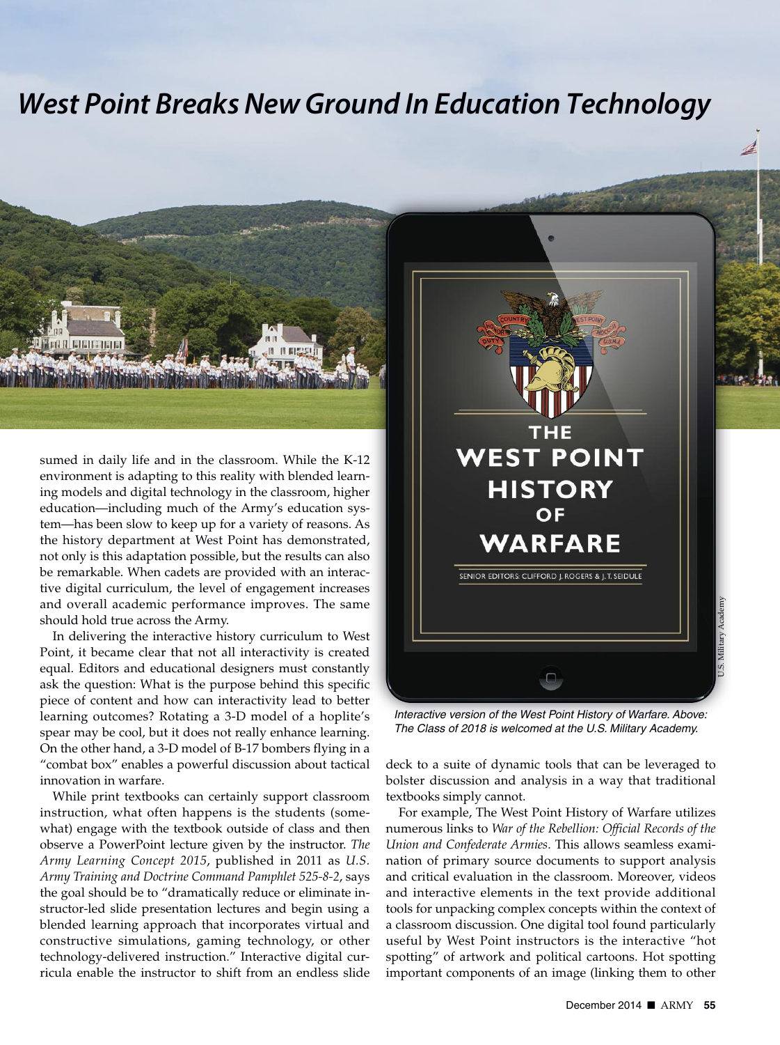# West Point Breaks New Ground In Education Technology

sumed in daily life and in the classroom. While the K-12 environment is adapting to this reality with blended learning models and digital technology in the classroom, higher education—including much of the Army's education system—has been slow to keep up for a variety of reasons. As the history department at West Point has demonstrated, not only is this adaptation possible, but the results can also be remarkable. When cadets are provided with an interactive digital curriculum, the level of engagement increases and overall academic performance improves. The same should hold true across the Army.

In delivering the interactive history curriculum to West Point, it became clear that not all interactivity is created equal. Editors and educational designers must constantly ask the question: What is the purpose behind this specific piece of content and how can interactivity lead to better learning outcomes? Rotating a 3-D model of a hoplite's spear may be cool, but it does not really enhance learning. On the other hand, a 3-D model of B-17 bombers flying in a "combat box" enables a powerful discussion about tactical innovation in warfare.

While print textbooks can certainly support classroom instruction, what often happens is the students (somewhat) engage with the textbook outside of class and then observe a PowerPoint lecture given by the instructor. *The Army Learning Concept 2015*, published in 2011 as *U.S. Army Training and Doctrine Command Pamphlet 525-8-2*, says the goal should be to "dramatically reduce or eliminate instructor-led slide presentation lectures and begin using a blended learning approach that incorporates virtual and constructive simulations, gaming technology, or other technology-delivered instruction." Interactive digital curricula enable the instructor to shift from an endless slide deck to a suite of dynamic tools that can be leveraged to bolster discussion and analysis in a way that traditional textbooks simply cannot.

For example, The West Point History of Warfare utilizes numerous links to *War of the Rebellion: Official Records of the Union and Confederate Armies*. This allows seamless examination of primary source documents to support analysis and critical evaluation in the classroom. Moreover, videos and interactive elements in the text provide additional tools for unpacking complex concepts within the context of a classroom discussion. One digital tool found particularly useful by West Point instructors is the interactive "hot spotting" of artwork and political cartoons. Hot spotting important components of an image (linking them to other

*Interactive version of the West Point History of Warfare. Above: The Class of 2018 is welcomed at the U.S. Military Academy.*

U.S. Military Academy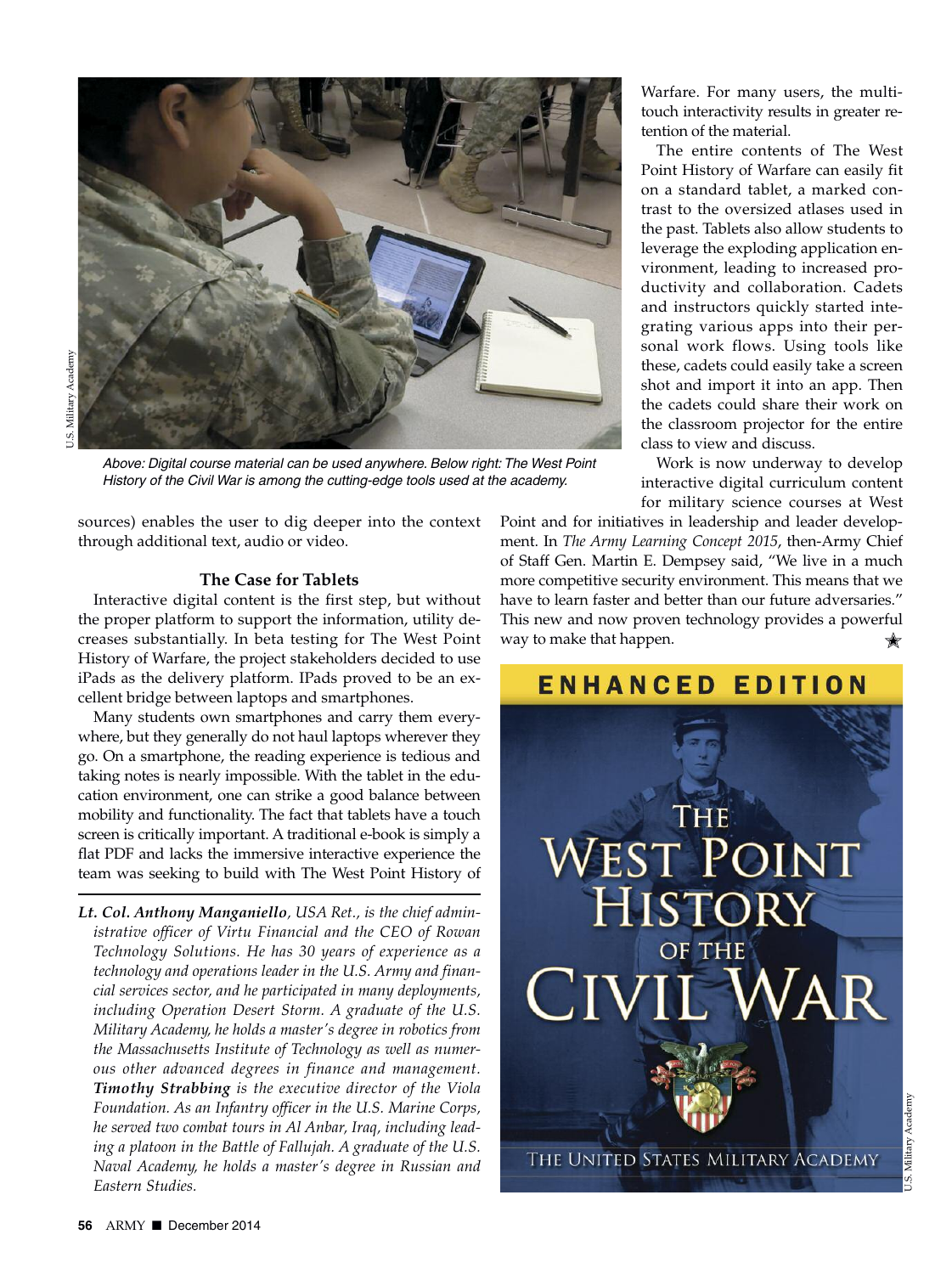Above: Digital course material can be used anywhere. Below right: The West Point History of the Civil War is among the cutting-edge tools used at the academy.

sources) enables the user to dig deeper into the context through additional text, audio or video.

### The Case for Tablets

Interactive digital content is the first step, but without the proper platform to support the information, utility decreases substantially. In beta testing for The West Point History of Warfare, the project stakeholders decided to use iPads as the delivery platform. IPads proved to be an excellent bridge between laptops and smartphones.

Many students own smartphones and carry them everywhere, but they generally do not haul laptops wherever they go. On a smartphone, the reading experience is tedious and taking notes is nearly impossible. With the tablet in the education environment, one can strike a good balance between mobility and functionality. The fact that tablets have a touch screen is critically important. A traditional e-book is simply a flat PDF and lacks the immersive interactive experience the team was seeking to build with The West Point History of Warfare. For many users, the multitouch interactivity results in greater retention of the material.

The entire contents of The West Point History of Warfare can easily fit on a standard tablet, a marked contrast to the oversized atlases used in the past. Tablets also allow students to leverage the exploding application environment, leading to increased productivity and collaboration. Cadets and instructors quickly started integrating various apps into their personal work flows. Using tools like these, cadets could easily take a screen shot and import it into an app. Then the cadets could share their work on the classroom projector for the entire class to view and discuss.

Work is now underway to develop interactive digital curriculum content for military science courses at West Point and for initiatives in leadership and leader development. In *The Army Learning Concept 2015*, then-Army Chief of Staff Gen. Martin E. Dempsey said, "We live in a much more competitive security environment. This means that we have to learn faster and better than our future adversaries." This new and now proven technology provides a powerful way to make that happen.

---

***Lt. Col. Anthony Manganiello**, USA Ret., is the chief administrative officer of Virtu Financial and the CEO of Rowan Technology Solutions. He has 30 years of experience as a technology and operations leader in the U.S. Army and financial services sector, and he participated in many deployments, including Operation Desert Storm. A graduate of the U.S. Military Academy, he holds a master's degree in robotics from the Massachusetts Institute of Technology as well as numerous other advanced degrees in finance and management. **Timothy Strabbing** is the executive director of the Viola Foundation. As an Infantry officer in the U.S. Marine Corps, he served two combat tours in Al Anbar, Iraq, including leading a platoon in the Battle of Fallujah. A graduate of the U.S. Naval Academy, he holds a master's degree in Russian and Eastern Studies.*